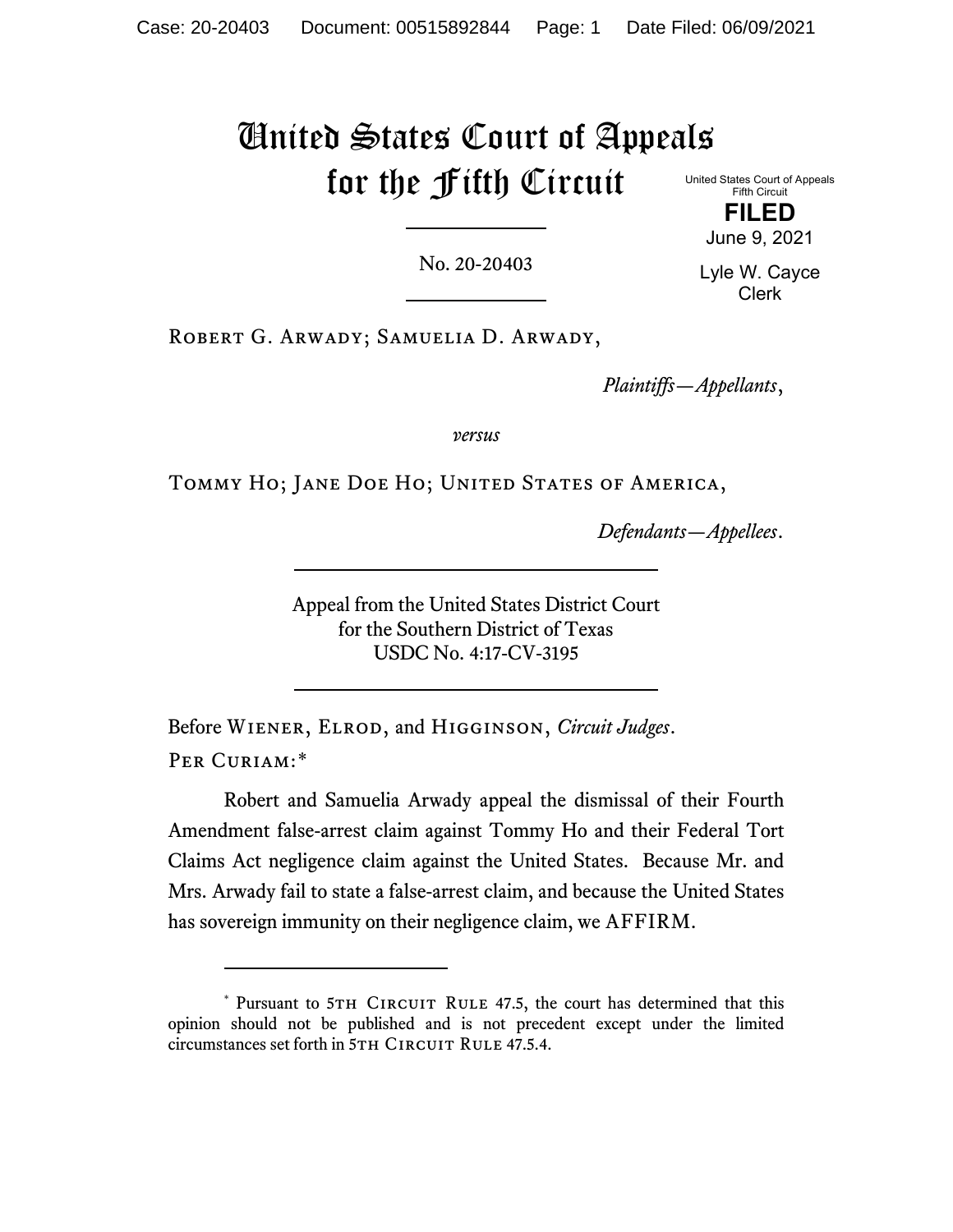# United States Court of Appeals for the Fifth Circuit

United States Court of Appeals
Fifth Circuit

**FILED**

June 9, 2021

Lyle W. Cayce
Clerk

No. 20-20403

Robert G. Arwady; Samuelia D. Arwady,

*Plaintiffs—Appellants*,

*versus*

Tommy Ho; Jane Doe Ho; United States of America,

*Defendants—Appellees*.

Appeal from the United States District Court
for the Southern District of Texas
USDC No. 4:17-CV-3195

Before Wiener, Elrod, and Higginson, *Circuit Judges*.

Per Curiam:*

Robert and Samuelia Arwady appeal the dismissal of their Fourth Amendment false-arrest claim against Tommy Ho and their Federal Tort Claims Act negligence claim against the United States. Because Mr. and Mrs. Arwady fail to state a false-arrest claim, and because the United States has sovereign immunity on their negligence claim, we AFFIRM.

---

\* Pursuant to 5th Circuit Rule 47.5, the court has determined that this opinion should not be published and is not precedent except under the limited circumstances set forth in 5th Circuit Rule 47.5.4.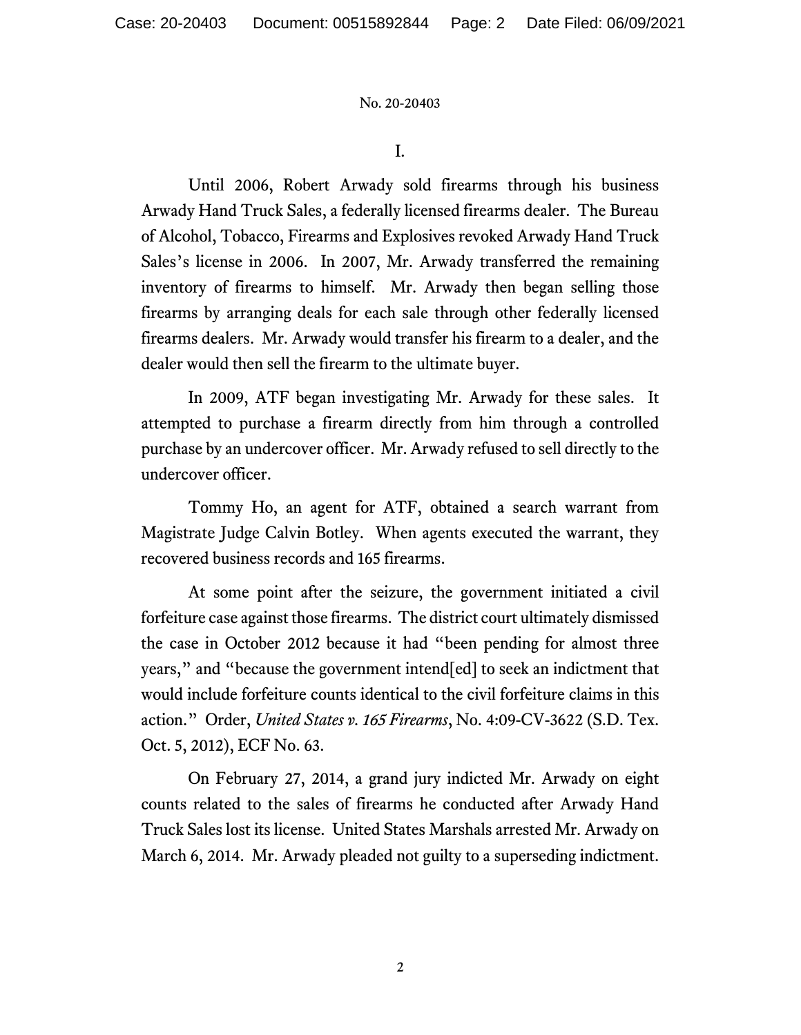I.

Until 2006, Robert Arwady sold firearms through his business Arwady Hand Truck Sales, a federally licensed firearms dealer. The Bureau of Alcohol, Tobacco, Firearms and Explosives revoked Arwady Hand Truck Sales's license in 2006. In 2007, Mr. Arwady transferred the remaining inventory of firearms to himself. Mr. Arwady then began selling those firearms by arranging deals for each sale through other federally licensed firearms dealers. Mr. Arwady would transfer his firearm to a dealer, and the dealer would then sell the firearm to the ultimate buyer.

In 2009, ATF began investigating Mr. Arwady for these sales. It attempted to purchase a firearm directly from him through a controlled purchase by an undercover officer. Mr. Arwady refused to sell directly to the undercover officer.

Tommy Ho, an agent for ATF, obtained a search warrant from Magistrate Judge Calvin Botley. When agents executed the warrant, they recovered business records and 165 firearms.

At some point after the seizure, the government initiated a civil forfeiture case against those firearms. The district court ultimately dismissed the case in October 2012 because it had "been pending for almost three years," and "because the government intend[ed] to seek an indictment that would include forfeiture counts identical to the civil forfeiture claims in this action." Order, *United States v. 165 Firearms*, No. 4:09-CV-3622 (S.D. Tex. Oct. 5, 2012), ECF No. 63.

On February 27, 2014, a grand jury indicted Mr. Arwady on eight counts related to the sales of firearms he conducted after Arwady Hand Truck Sales lost its license. United States Marshals arrested Mr. Arwady on March 6, 2014. Mr. Arwady pleaded not guilty to a superseding indictment.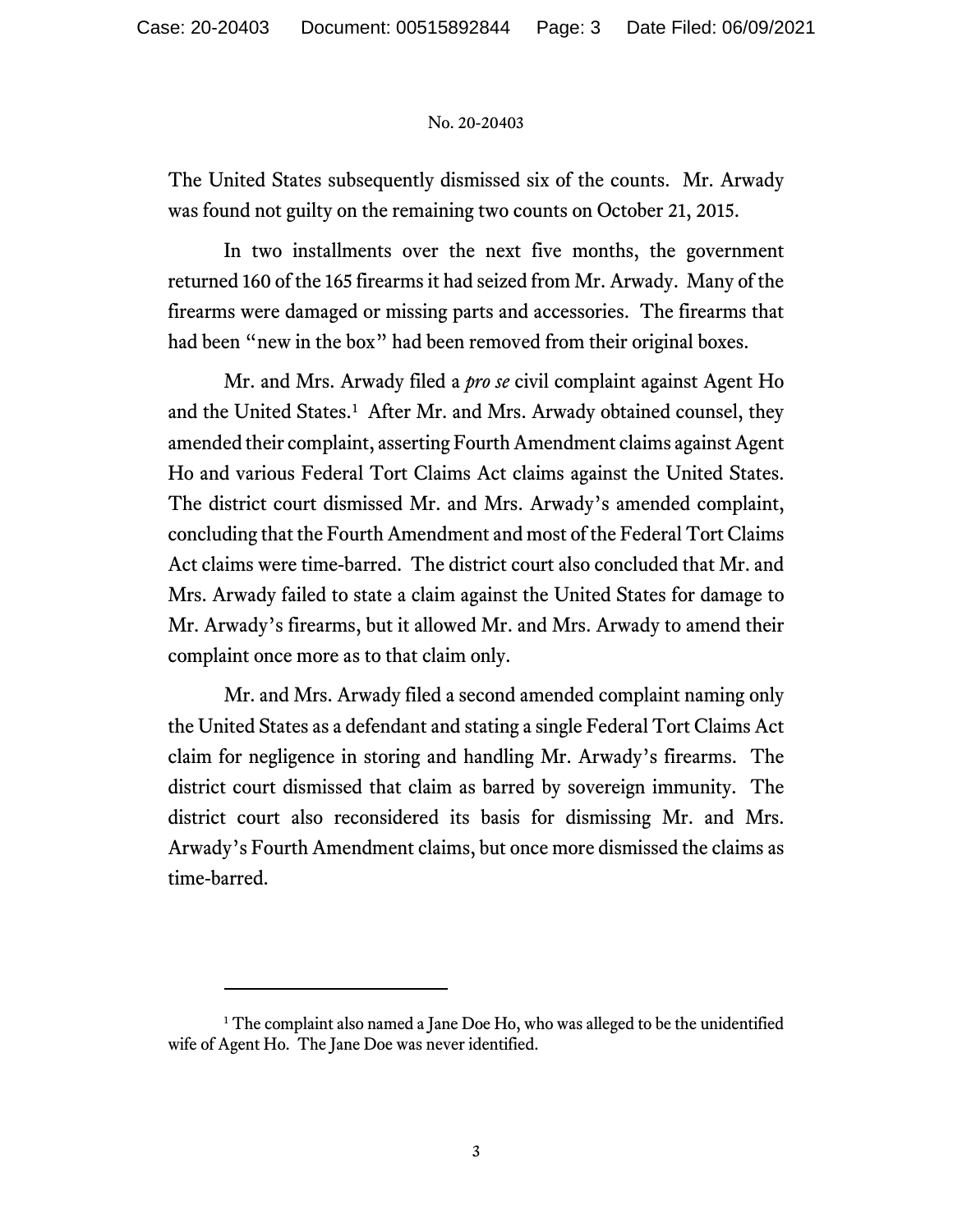The United States subsequently dismissed six of the counts. Mr. Arwady was found not guilty on the remaining two counts on October 21, 2015.

In two installments over the next five months, the government returned 160 of the 165 firearms it had seized from Mr. Arwady. Many of the firearms were damaged or missing parts and accessories. The firearms that had been "new in the box" had been removed from their original boxes.

Mr. and Mrs. Arwady filed a *pro se* civil complaint against Agent Ho and the United States.[1] After Mr. and Mrs. Arwady obtained counsel, they amended their complaint, asserting Fourth Amendment claims against Agent Ho and various Federal Tort Claims Act claims against the United States. The district court dismissed Mr. and Mrs. Arwady's amended complaint, concluding that the Fourth Amendment and most of the Federal Tort Claims Act claims were time-barred. The district court also concluded that Mr. and Mrs. Arwady failed to state a claim against the United States for damage to Mr. Arwady's firearms, but it allowed Mr. and Mrs. Arwady to amend their complaint once more as to that claim only.

Mr. and Mrs. Arwady filed a second amended complaint naming only the United States as a defendant and stating a single Federal Tort Claims Act claim for negligence in storing and handling Mr. Arwady's firearms. The district court dismissed that claim as barred by sovereign immunity. The district court also reconsidered its basis for dismissing Mr. and Mrs. Arwady's Fourth Amendment claims, but once more dismissed the claims as time-barred.

---

[1] The complaint also named a Jane Doe Ho, who was alleged to be the unidentified wife of Agent Ho. The Jane Doe was never identified.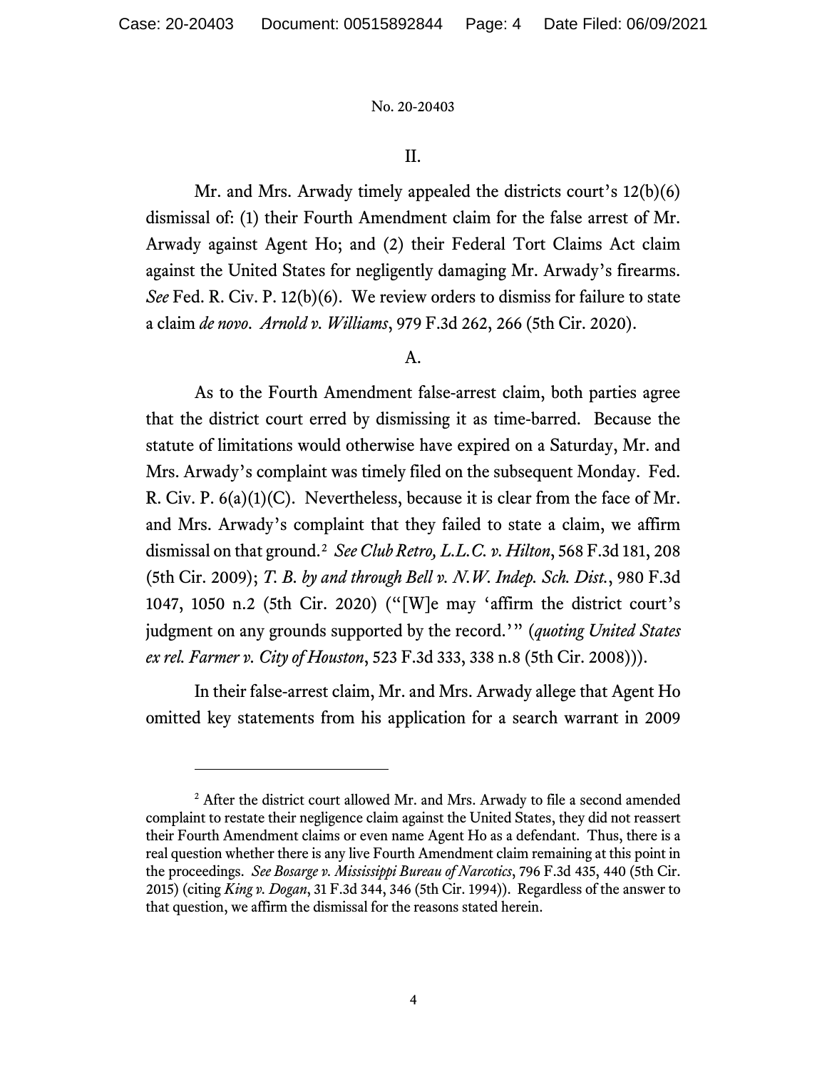## II.

Mr. and Mrs. Arwady timely appealed the districts court's 12(b)(6) dismissal of: (1) their Fourth Amendment claim for the false arrest of Mr. Arwady against Agent Ho; and (2) their Federal Tort Claims Act claim against the United States for negligently damaging Mr. Arwady's firearms. *See* Fed. R. Civ. P. 12(b)(6). We review orders to dismiss for failure to state a claim *de novo*. *Arnold v. Williams*, 979 F.3d 262, 266 (5th Cir. 2020).

### A.

As to the Fourth Amendment false-arrest claim, both parties agree that the district court erred by dismissing it as time-barred. Because the statute of limitations would otherwise have expired on a Saturday, Mr. and Mrs. Arwady's complaint was timely filed on the subsequent Monday. Fed. R. Civ. P. 6(a)(1)(C). Nevertheless, because it is clear from the face of Mr. and Mrs. Arwady's complaint that they failed to state a claim, we affirm dismissal on that ground.[2] *See Club Retro, L.L.C. v. Hilton*, 568 F.3d 181, 208 (5th Cir. 2009); *T. B. by and through Bell v. N.W. Indep. Sch. Dist.*, 980 F.3d 1047, 1050 n.2 (5th Cir. 2020) ("[W]e may 'affirm the district court's judgment on any grounds supported by the record.'" (*quoting United States ex rel. Farmer v. City of Houston*, 523 F.3d 333, 338 n.8 (5th Cir. 2008))).

In their false-arrest claim, Mr. and Mrs. Arwady allege that Agent Ho omitted key statements from his application for a search warrant in 2009

[2] After the district court allowed Mr. and Mrs. Arwady to file a second amended complaint to restate their negligence claim against the United States, they did not reassert their Fourth Amendment claims or even name Agent Ho as a defendant. Thus, there is a real question whether there is any live Fourth Amendment claim remaining at this point in the proceedings. *See Bosarge v. Mississippi Bureau of Narcotics*, 796 F.3d 435, 440 (5th Cir. 2015) (citing *King v. Dogan*, 31 F.3d 344, 346 (5th Cir. 1994)). Regardless of the answer to that question, we affirm the dismissal for the reasons stated herein.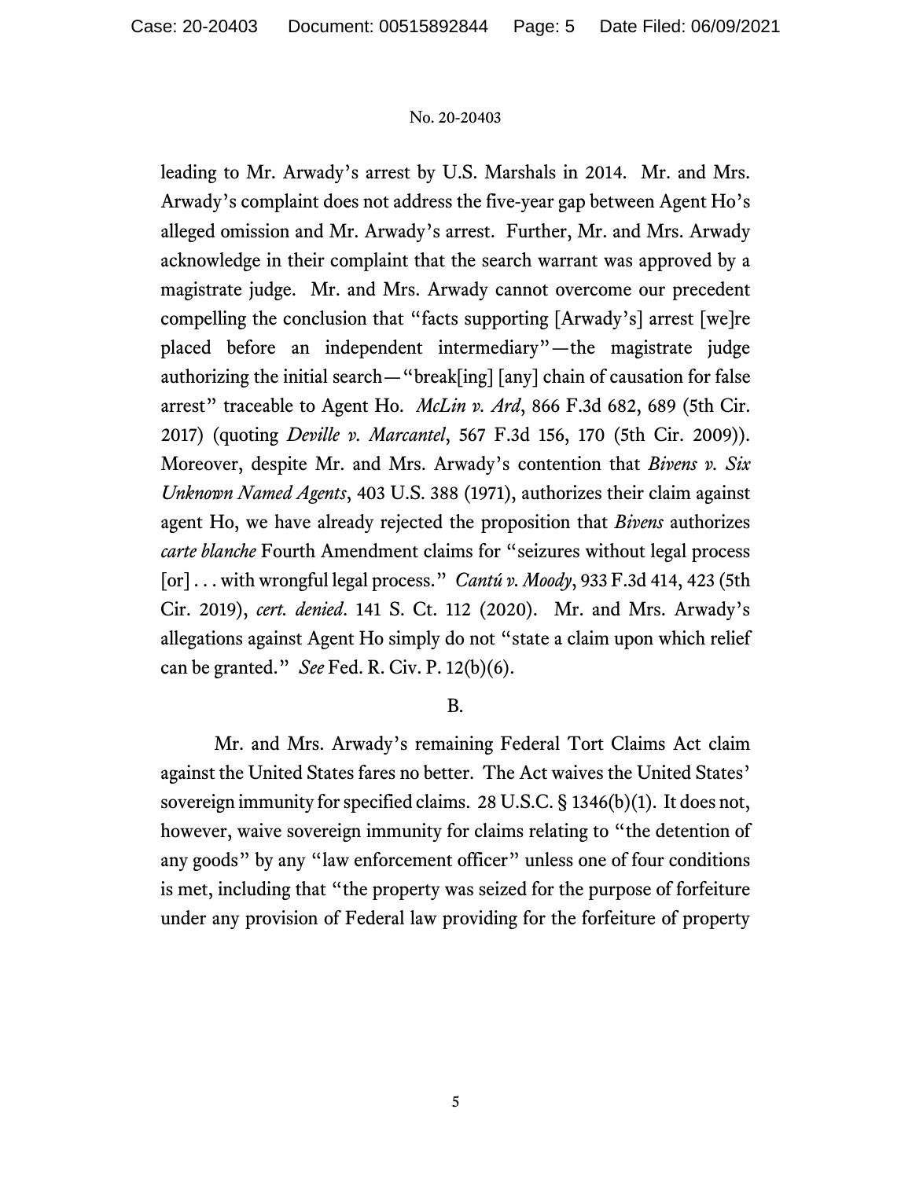leading to Mr. Arwady's arrest by U.S. Marshals in 2014. Mr. and Mrs. Arwady's complaint does not address the five-year gap between Agent Ho's alleged omission and Mr. Arwady's arrest. Further, Mr. and Mrs. Arwady acknowledge in their complaint that the search warrant was approved by a magistrate judge. Mr. and Mrs. Arwady cannot overcome our precedent compelling the conclusion that "facts supporting [Arwady's] arrest [we]re placed before an independent intermediary"—the magistrate judge authorizing the initial search—"break[ing] [any] chain of causation for false arrest" traceable to Agent Ho. *McLin v. Ard*, 866 F.3d 682, 689 (5th Cir. 2017) (quoting *Deville v. Marcantel*, 567 F.3d 156, 170 (5th Cir. 2009)). Moreover, despite Mr. and Mrs. Arwady's contention that *Bivens v. Six Unknown Named Agents*, 403 U.S. 388 (1971), authorizes their claim against agent Ho, we have already rejected the proposition that *Bivens* authorizes *carte blanche* Fourth Amendment claims for "seizures without legal process [or] . . . with wrongful legal process." *Cantú v. Moody*, 933 F.3d 414, 423 (5th Cir. 2019), *cert. denied*. 141 S. Ct. 112 (2020). Mr. and Mrs. Arwady's allegations against Agent Ho simply do not "state a claim upon which relief can be granted." *See* Fed. R. Civ. P. 12(b)(6).

B.

Mr. and Mrs. Arwady's remaining Federal Tort Claims Act claim against the United States fares no better. The Act waives the United States' sovereign immunity for specified claims. 28 U.S.C. § 1346(b)(1). It does not, however, waive sovereign immunity for claims relating to "the detention of any goods" by any "law enforcement officer" unless one of four conditions is met, including that "the property was seized for the purpose of forfeiture under any provision of Federal law providing for the forfeiture of property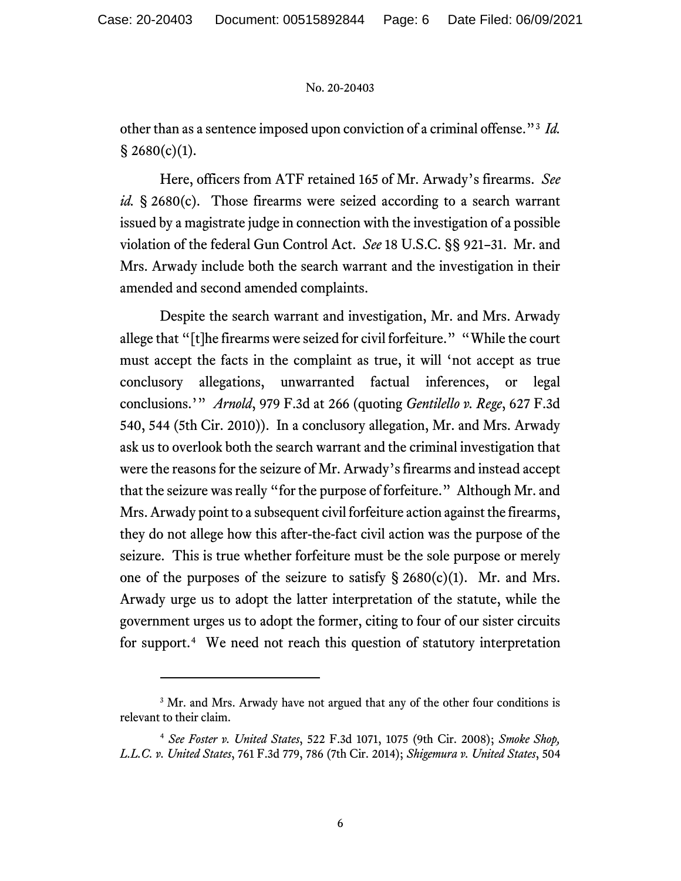other than as a sentence imposed upon conviction of a criminal offense."[3] *Id.* § 2680(c)(1).

Here, officers from ATF retained 165 of Mr. Arwady's firearms. *See id.* § 2680(c). Those firearms were seized according to a search warrant issued by a magistrate judge in connection with the investigation of a possible violation of the federal Gun Control Act. *See* 18 U.S.C. §§ 921–31. Mr. and Mrs. Arwady include both the search warrant and the investigation in their amended and second amended complaints.

Despite the search warrant and investigation, Mr. and Mrs. Arwady allege that "[t]he firearms were seized for civil forfeiture." "While the court must accept the facts in the complaint as true, it will 'not accept as true conclusory allegations, unwarranted factual inferences, or legal conclusions.'" *Arnold*, 979 F.3d at 266 (quoting *Gentilello v. Rege*, 627 F.3d 540, 544 (5th Cir. 2010)). In a conclusory allegation, Mr. and Mrs. Arwady ask us to overlook both the search warrant and the criminal investigation that were the reasons for the seizure of Mr. Arwady's firearms and instead accept that the seizure was really "for the purpose of forfeiture." Although Mr. and Mrs. Arwady point to a subsequent civil forfeiture action against the firearms, they do not allege how this after-the-fact civil action was the purpose of the seizure. This is true whether forfeiture must be the sole purpose or merely one of the purposes of the seizure to satisfy § 2680(c)(1). Mr. and Mrs. Arwady urge us to adopt the latter interpretation of the statute, while the government urges us to adopt the former, citing to four of our sister circuits for support.[4] We need not reach this question of statutory interpretation

---

[3] Mr. and Mrs. Arwady have not argued that any of the other four conditions is relevant to their claim.

[4] *See Foster v. United States*, 522 F.3d 1071, 1075 (9th Cir. 2008); *Smoke Shop, L.L.C. v. United States*, 761 F.3d 779, 786 (7th Cir. 2014); *Shigemura v. United States*, 504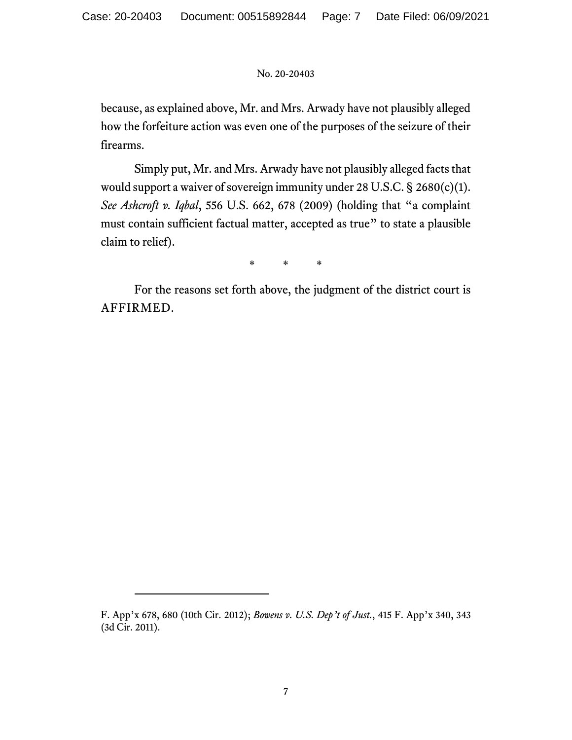because, as explained above, Mr. and Mrs. Arwady have not plausibly alleged how the forfeiture action was even one of the purposes of the seizure of their firearms.

Simply put, Mr. and Mrs. Arwady have not plausibly alleged facts that would support a waiver of sovereign immunity under 28 U.S.C. § 2680(c)(1). *See Ashcroft v. Iqbal*, 556 U.S. 662, 678 (2009) (holding that "a complaint must contain sufficient factual matter, accepted as true" to state a plausible claim to relief).

\* \* \*

For the reasons set forth above, the judgment of the district court is AFFIRMED.

---

F. App'x 678, 680 (10th Cir. 2012); *Bowens v. U.S. Dep't of Just.*, 415 F. App'x 340, 343 (3d Cir. 2011).